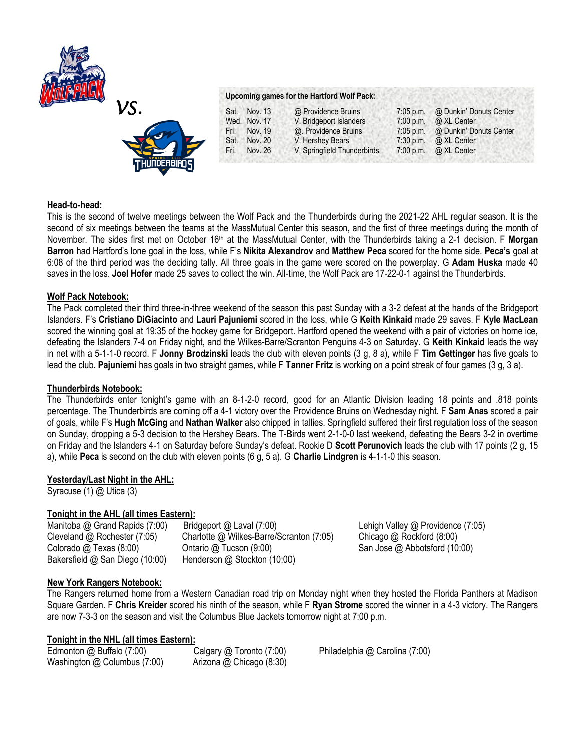vs.

**Upcoming games for the Hartford Wolf Pack:**

| | | | | |
|---|---|---|---|---|
| Sat. | Nov. 13 | @ Providence Bruins | 7:05 p.m. | @ Dunkin' Donuts Center |
| Wed. | Nov. 17 | V. Bridgeport Islanders | 7:00 p.m. | @ XL Center |
| Fri. | Nov. 19 | @. Providence Bruins | 7:05 p.m. | @ Dunkin' Donuts Center |
| Sat. | Nov. 20 | V. Hershey Bears | 7:30 p.m. | @ XL Center |
| Fri. | Nov. 26 | V. Springfield Thunderbirds | 7:00 p.m. | @ XL Center |

## Head-to-head:

This is the second of twelve meetings between the Wolf Pack and the Thunderbirds during the 2021-22 AHL regular season. It is the second of six meetings between the teams at the MassMutual Center this season, and the first of three meetings during the month of November. The sides first met on October 16th at the MassMutual Center, with the Thunderbirds taking a 2-1 decision. F **Morgan Barron** had Hartford's lone goal in the loss, while F's **Nikita Alexandrov** and **Matthew Peca** scored for the home side. **Peca's** goal at 6:08 of the third period was the deciding tally. All three goals in the game were scored on the powerplay. G **Adam Huska** made 40 saves in the loss. **Joel Hofer** made 25 saves to collect the win. All-time, the Wolf Pack are 17-22-0-1 against the Thunderbirds.

## Wolf Pack Notebook:

The Pack completed their third three-in-three weekend of the season this past Sunday with a 3-2 defeat at the hands of the Bridgeport Islanders. F's **Cristiano DiGiacinto** and **Lauri Pajuniemi** scored in the loss, while G **Keith Kinkaid** made 29 saves. F **Kyle MacLean** scored the winning goal at 19:35 of the hockey game for Bridgeport. Hartford opened the weekend with a pair of victories on home ice, defeating the Islanders 7-4 on Friday night, and the Wilkes-Barre/Scranton Penguins 4-3 on Saturday. G **Keith Kinkaid** leads the way in net with a 5-1-1-0 record. F **Jonny Brodzinski** leads the club with eleven points (3 g, 8 a), while F **Tim Gettinger** has five goals to lead the club. **Pajuniemi** has goals in two straight games, while F **Tanner Fritz** is working on a point streak of four games (3 g, 3 a).

## Thunderbirds Notebook:

The Thunderbirds enter tonight's game with an 8-1-2-0 record, good for an Atlantic Division leading 18 points and .818 points percentage. The Thunderbirds are coming off a 4-1 victory over the Providence Bruins on Wednesday night. F **Sam Anas** scored a pair of goals, while F's **Hugh McGing** and **Nathan Walker** also chipped in tallies. Springfield suffered their first regulation loss of the season on Sunday, dropping a 5-3 decision to the Hershey Bears. The T-Birds went 2-1-0-0 last weekend, defeating the Bears 3-2 in overtime on Friday and the Islanders 4-1 on Saturday before Sunday's defeat. Rookie D **Scott Perunovich** leads the club with 17 points (2 g, 15 a), while **Peca** is second on the club with eleven points (6 g, 5 a). G **Charlie Lindgren** is 4-1-1-0 this season.

## Yesterday/Last Night in the AHL:

Syracuse (1) @ Utica (3)

## Tonight in the AHL (all times Eastern):

Manitoba @ Grand Rapids (7:00)
Bridgeport @ Laval (7:00)
Lehigh Valley @ Providence (7:05)
Cleveland @ Rochester (7:05)
Charlotte @ Wilkes-Barre/Scranton (7:05)
Chicago @ Rockford (8:00)
Colorado @ Texas (8:00)
Ontario @ Tucson (9:00)
San Jose @ Abbotsford (10:00)
Bakersfield @ San Diego (10:00)
Henderson @ Stockton (10:00)

## New York Rangers Notebook:

The Rangers returned home from a Western Canadian road trip on Monday night when they hosted the Florida Panthers at Madison Square Garden. F **Chris Kreider** scored his ninth of the season, while F **Ryan Strome** scored the winner in a 4-3 victory. The Rangers are now 7-3-3 on the season and visit the Columbus Blue Jackets tomorrow night at 7:00 p.m.

## Tonight in the NHL (all times Eastern):

Edmonton @ Buffalo (7:00)
Calgary @ Toronto (7:00)
Philadelphia @ Carolina (7:00)
Washington @ Columbus (7:00)
Arizona @ Chicago (8:30)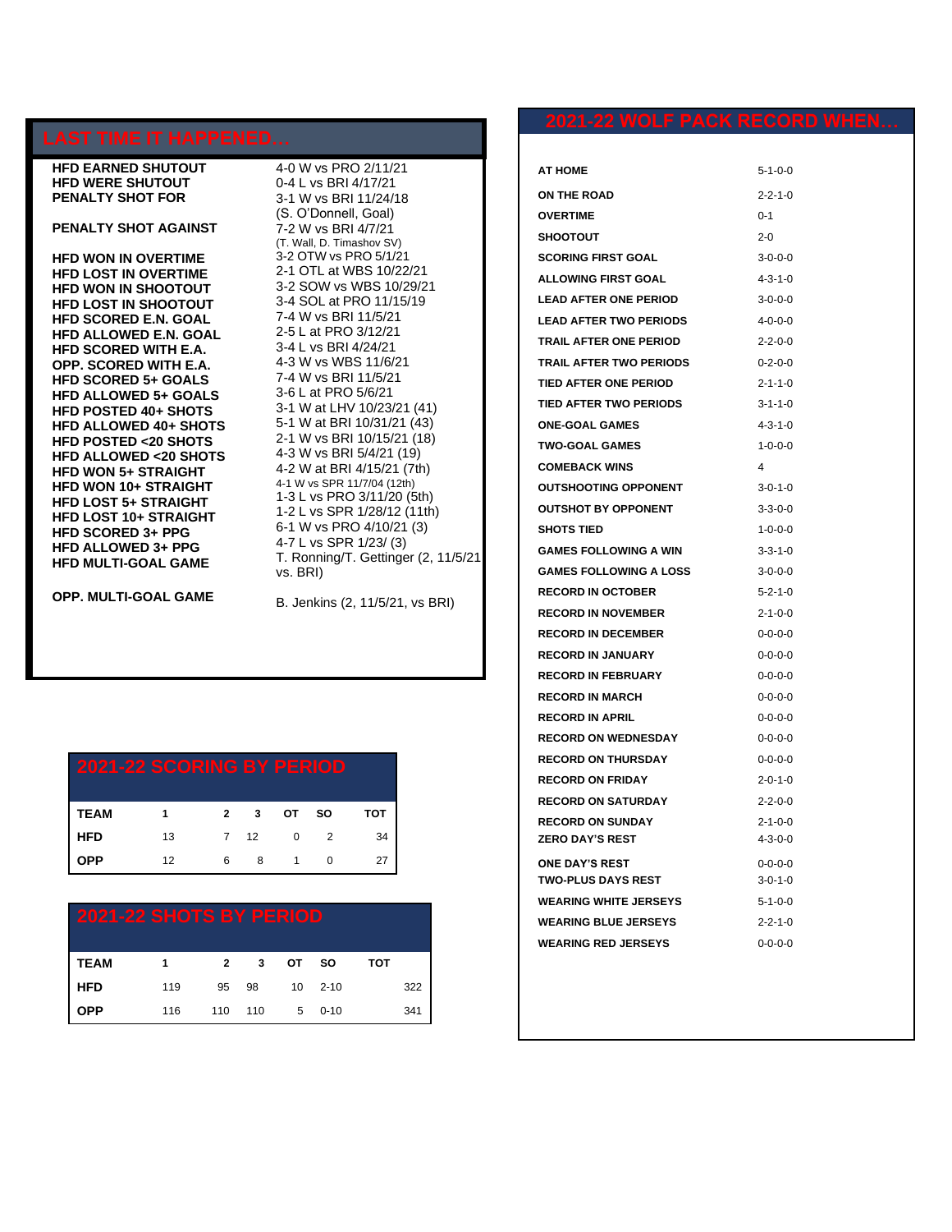## LAST TIME IT HAPPENED…

| | |
|---|---|
| **HFD EARNED SHUTOUT** | 4-0 W vs PRO 2/11/21 |
| **HFD WERE SHUTOUT** | 0-4 L vs BRI 4/17/21 |
| **PENALTY SHOT FOR** | 3-1 W vs BRI 11/24/18 (S. O'Donnell, Goal) |
| **PENALTY SHOT AGAINST** | 7-2 W vs BRI 4/7/21 (T. Wall, D. Timashov SV) |
| **HFD WON IN OVERTIME** | 3-2 OTW vs PRO 5/1/21 |
| **HFD LOST IN OVERTIME** | 2-1 OTL at WBS 10/22/21 |
| **HFD WON IN SHOOTOUT** | 3-2 SOW vs WBS 10/29/21 |
| **HFD LOST IN SHOOTOUT** | 3-4 SOL at PRO 11/15/19 |
| **HFD SCORED E.N. GOAL** | 7-4 W vs BRI 11/5/21 |
| **HFD ALLOWED E.N. GOAL** | 2-5 L at PRO 3/12/21 |
| **HFD SCORED WITH E.A.** | 3-4 L vs BRI 4/24/21 |
| **OPP. SCORED WITH E.A.** | 4-3 W vs WBS 11/6/21 |
| **HFD SCORED 5+ GOALS** | 7-4 W vs BRI 11/5/21 |
| **HFD ALLOWED 5+ GOALS** | 3-6 L at PRO 5/6/21 |
| **HFD POSTED 40+ SHOTS** | 3-1 W at LHV 10/23/21 (41) |
| **HFD ALLOWED 40+ SHOTS** | 5-1 W at BRI 10/31/21 (43) |
| **HFD POSTED <20 SHOTS** | 2-1 W vs BRI 10/15/21 (18) |
| **HFD ALLOWED <20 SHOTS** | 4-3 W vs BRI 5/4/21 (19) |
| **HFD WON 5+ STRAIGHT** | 4-2 W at BRI 4/15/21 (7th) |
| **HFD WON 10+ STRAIGHT** | 4-1 W vs SPR 11/7/04 (12th) |
| **HFD LOST 5+ STRAIGHT** | 1-3 L vs PRO 3/11/20 (5th) |
| **HFD LOST 10+ STRAIGHT** | 1-2 L vs SPR 1/28/12 (11th) |
| **HFD SCORED 3+ PPG** | 6-1 W vs PRO 4/10/21 (3) |
| **HFD ALLOWED 3+ PPG** | 4-7 L vs SPR 1/23/ (3) |
| **HFD MULTI-GOAL GAME** | T. Ronning/T. Gettinger (2, 11/5/21 vs. BRI) |
| **OPP. MULTI-GOAL GAME** | B. Jenkins (2, 11/5/21, vs BRI) |

## 2021-22 SCORING BY PERIOD

| TEAM | 1 | 2 | 3 | OT | SO | TOT |
|---|---|---|---|---|---|---|
| HFD | 13 | 7 | 12 | 0 | 2 | 34 |
| OPP | 12 | 6 | 8 | 1 | 0 | 27 |

## 2021-22 SHOTS BY PERIOD

| TEAM | 1 | 2 | 3 | OT | SO | TOT |
|---|---|---|---|---|---|---|
| HFD | 119 | 95 | 98 | 10 | 2-10 | 322 |
| OPP | 116 | 110 | 110 | 5 | 0-10 | 341 |

## 2021-22 WOLF PACK RECORD WHEN…

| | |
|---|---|
| AT HOME | 5-1-0-0 |
| ON THE ROAD | 2-2-1-0 |
| OVERTIME | 0-1 |
| SHOOTOUT | 2-0 |
| SCORING FIRST GOAL | 3-0-0-0 |
| ALLOWING FIRST GOAL | 4-3-1-0 |
| LEAD AFTER ONE PERIOD | 3-0-0-0 |
| LEAD AFTER TWO PERIODS | 4-0-0-0 |
| TRAIL AFTER ONE PERIOD | 2-2-0-0 |
| TRAIL AFTER TWO PERIODS | 0-2-0-0 |
| TIED AFTER ONE PERIOD | 2-1-1-0 |
| TIED AFTER TWO PERIODS | 3-1-1-0 |
| ONE-GOAL GAMES | 4-3-1-0 |
| TWO-GOAL GAMES | 1-0-0-0 |
| COMEBACK WINS | 4 |
| OUTSHOOTING OPPONENT | 3-0-1-0 |
| OUTSHOT BY OPPONENT | 3-3-0-0 |
| SHOTS TIED | 1-0-0-0 |
| GAMES FOLLOWING A WIN | 3-3-1-0 |
| GAMES FOLLOWING A LOSS | 3-0-0-0 |
| RECORD IN OCTOBER | 5-2-1-0 |
| RECORD IN NOVEMBER | 2-1-0-0 |
| RECORD IN DECEMBER | 0-0-0-0 |
| RECORD IN JANUARY | 0-0-0-0 |
| RECORD IN FEBRUARY | 0-0-0-0 |
| RECORD IN MARCH | 0-0-0-0 |
| RECORD IN APRIL | 0-0-0-0 |
| RECORD ON WEDNESDAY | 0-0-0-0 |
| RECORD ON THURSDAY | 0-0-0-0 |
| RECORD ON FRIDAY | 2-0-1-0 |
| RECORD ON SATURDAY | 2-2-0-0 |
| RECORD ON SUNDAY | 2-1-0-0 |
| ZERO DAY'S REST | 4-3-0-0 |
| ONE DAY'S REST | 0-0-0-0 |
| TWO-PLUS DAYS REST | 3-0-1-0 |
| WEARING WHITE JERSEYS | 5-1-0-0 |
| WEARING BLUE JERSEYS | 2-2-1-0 |
| WEARING RED JERSEYS | 0-0-0-0 |